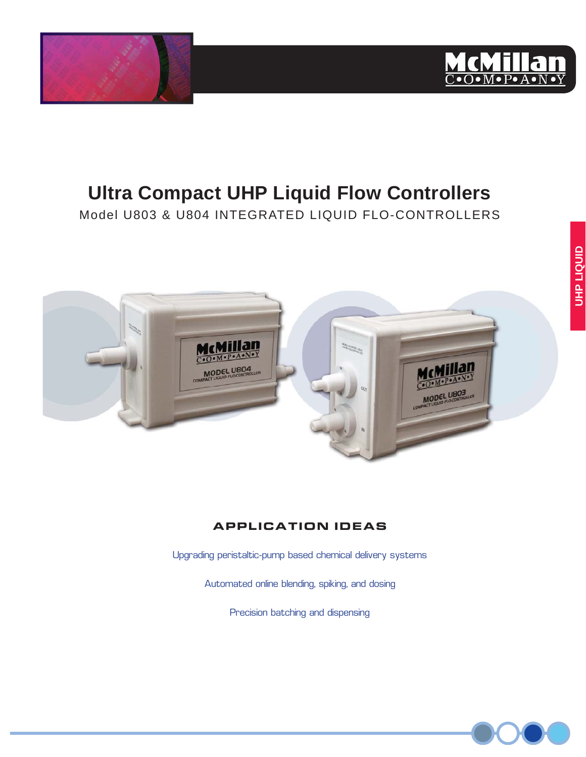# Ultra Compact UHP Liquid Flow Controllers

Model U803 & U804 INTEGRATED LIQUID FLO-CONTROLLERS

UHP LIQUID

## APPLICATION IDEAS

Upgrading peristaltic-pump based chemical delivery systems

Automated online blending, spiking, and dosing

Precision batching and dispensing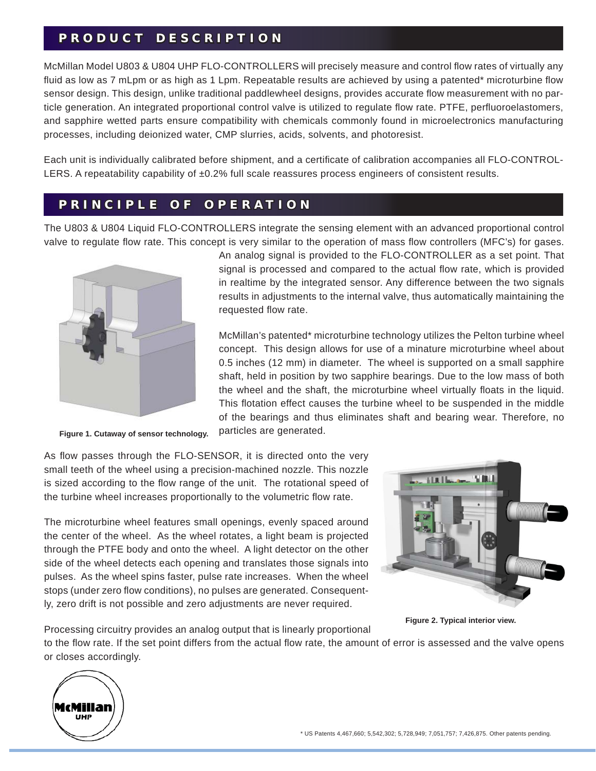## PRODUCT DESCRIPTION

McMillan Model U803 & U804 UHP FLO-CONTROLLERS will precisely measure and control flow rates of virtually any fluid as low as 7 mLpm or as high as 1 Lpm. Repeatable results are achieved by using a patented* microturbine flow sensor design. This design, unlike traditional paddlewheel designs, provides accurate flow measurement with no particle generation. An integrated proportional control valve is utilized to regulate flow rate. PTFE, perfluoroelastomers, and sapphire wetted parts ensure compatibility with chemicals commonly found in microelectronics manufacturing processes, including deionized water, CMP slurries, acids, solvents, and photoresist.

Each unit is individually calibrated before shipment, and a certificate of calibration accompanies all FLO-CONTROLLERS. A repeatability capability of ±0.2% full scale reassures process engineers of consistent results.

## PRINCIPLE OF OPERATION

The U803 & U804 Liquid FLO-CONTROLLERS integrate the sensing element with an advanced proportional control valve to regulate flow rate. This concept is very similar to the operation of mass flow controllers (MFC's) for gases. An analog signal is provided to the FLO-CONTROLLER as a set point. That signal is processed and compared to the actual flow rate, which is provided in realtime by the integrated sensor. Any difference between the two signals results in adjustments to the internal valve, thus automatically maintaining the requested flow rate.

McMillan's patented* microturbine technology utilizes the Pelton turbine wheel concept. This design allows for use of a minature microturbine wheel about 0.5 inches (12 mm) in diameter. The wheel is supported on a small sapphire shaft, held in position by two sapphire bearings. Due to the low mass of both the wheel and the shaft, the microturbine wheel virtually floats in the liquid. This flotation effect causes the turbine wheel to be suspended in the middle of the bearings and thus eliminates shaft and bearing wear. Therefore, no particles are generated.

**Figure 1. Cutaway of sensor technology.**

As flow passes through the FLO-SENSOR, it is directed onto the very small teeth of the wheel using a precision-machined nozzle. This nozzle is sized according to the flow range of the unit. The rotational speed of the turbine wheel increases proportionally to the volumetric flow rate.

The microturbine wheel features small openings, evenly spaced around the center of the wheel. As the wheel rotates, a light beam is projected through the PTFE body and onto the wheel. A light detector on the other side of the wheel detects each opening and translates those signals into pulses. As the wheel spins faster, pulse rate increases. When the wheel stops (under zero flow conditions), no pulses are generated. Consequently, zero drift is not possible and zero adjustments are never required.

**Figure 2. Typical interior view.**

Processing circuitry provides an analog output that is linearly proportional to the flow rate. If the set point differs from the actual flow rate, the amount of error is assessed and the valve opens or closes accordingly.

McMillan UHP

* US Patents 4,467,660; 5,542,302; 5,728,949; 7,051,757; 7,426,875. Other patents pending.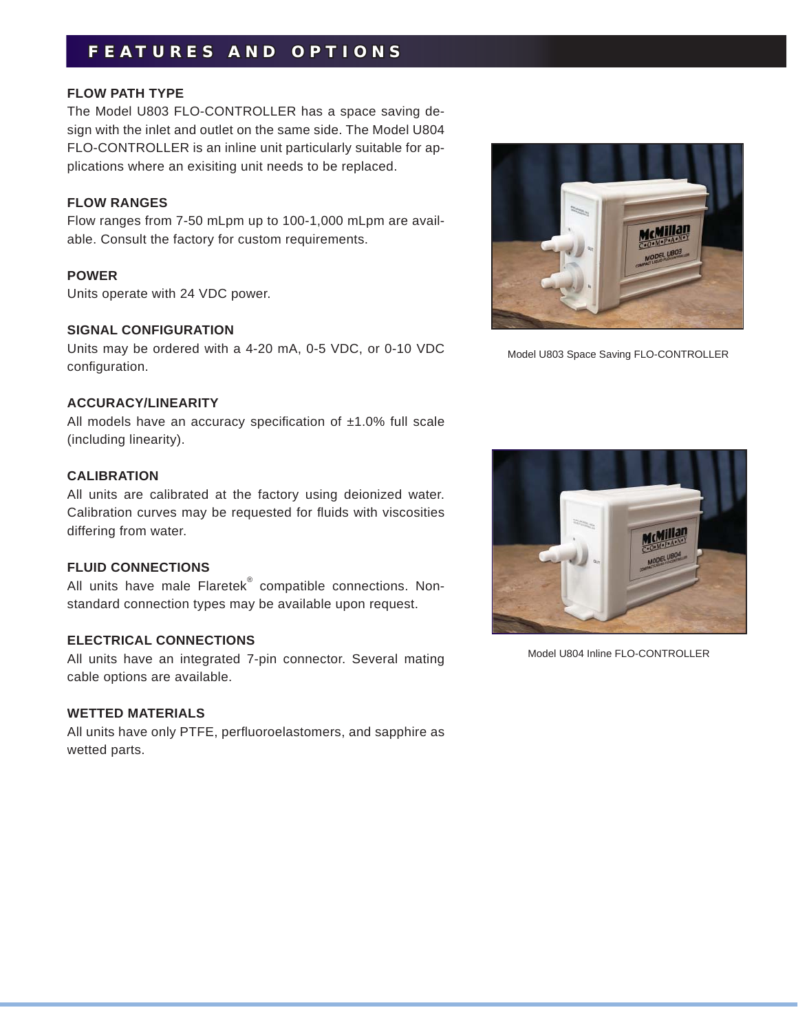# FEATURES AND OPTIONS

### FLOW PATH TYPE

The Model U803 FLO-CONTROLLER has a space saving design with the inlet and outlet on the same side. The Model U804 FLO-CONTROLLER is an inline unit particularly suitable for applications where an exisiting unit needs to be replaced.

### FLOW RANGES

Flow ranges from 7-50 mLpm up to 100-1,000 mLpm are available. Consult the factory for custom requirements.

### POWER

Units operate with 24 VDC power.

### SIGNAL CONFIGURATION

Units may be ordered with a 4-20 mA, 0-5 VDC, or 0-10 VDC configuration.

### ACCURACY/LINEARITY

All models have an accuracy specification of ±1.0% full scale (including linearity).

### CALIBRATION

All units are calibrated at the factory using deionized water. Calibration curves may be requested for fluids with viscosities differing from water.

### FLUID CONNECTIONS

All units have male Flaretek® compatible connections. Non-standard connection types may be available upon request.

### ELECTRICAL CONNECTIONS

All units have an integrated 7-pin connector. Several mating cable options are available.

### WETTED MATERIALS

All units have only PTFE, perfluoroelastomers, and sapphire as wetted parts.

Model U803 Space Saving FLO-CONTROLLER

Model U804 Inline FLO-CONTROLLER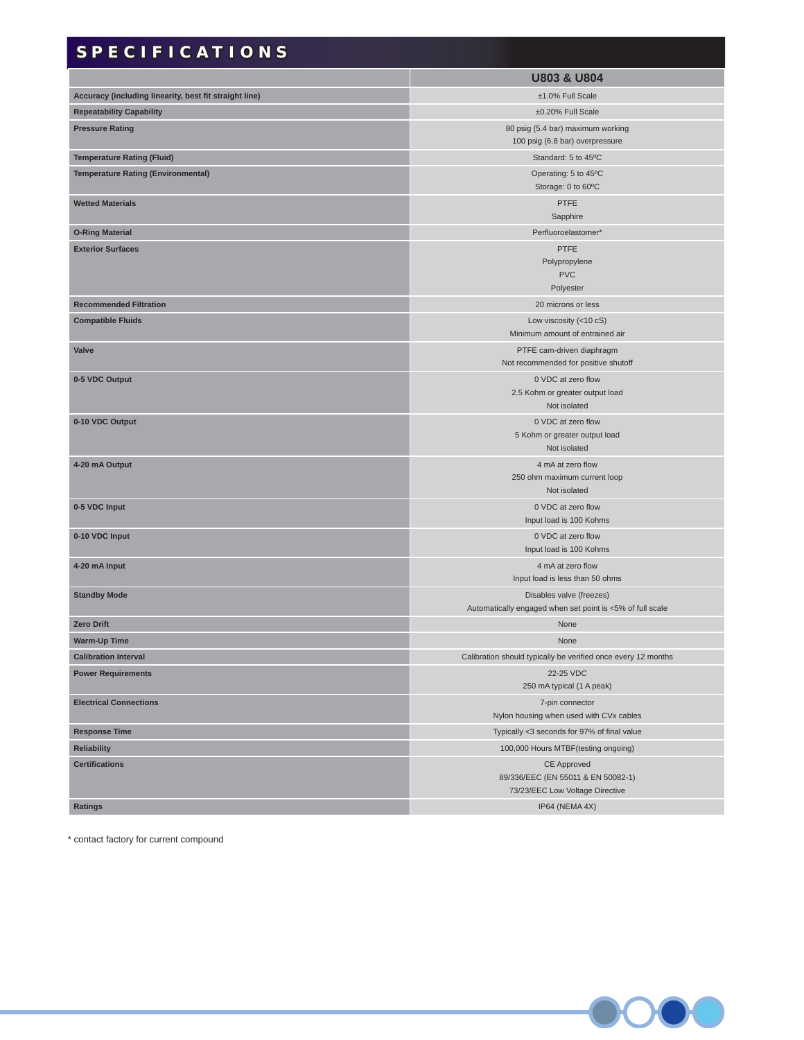# SPECIFICATIONS

| | U803 & U804 |
|---|---|
| **Accuracy (including linearity, best fit straight line)** | ±1.0% Full Scale |
| **Repeatability Capability** | ±0.20% Full Scale |
| **Pressure Rating** | 80 psig (5.4 bar) maximum working<br>100 psig (6.8 bar) overpressure |
| **Temperature Rating (Fluid)** | Standard: 5 to 45ºC |
| **Temperature Rating (Environmental)** | Operating: 5 to 45ºC<br>Storage: 0 to 60ºC |
| **Wetted Materials** | PTFE<br>Sapphire |
| **O-Ring Material** | Perfluoroelastomer* |
| **Exterior Surfaces** | PTFE<br>Polypropylene<br>PVC<br>Polyester |
| **Recommended Filtration** | 20 microns or less |
| **Compatible Fluids** | Low viscosity (<10 cS)<br>Minimum amount of entrained air |
| **Valve** | PTFE cam-driven diaphragm<br>Not recommended for positive shutoff |
| **0-5 VDC Output** | 0 VDC at zero flow<br>2.5 Kohm or greater output load<br>Not isolated |
| **0-10 VDC Output** | 0 VDC at zero flow<br>5 Kohm or greater output load<br>Not isolated |
| **4-20 mA Output** | 4 mA at zero flow<br>250 ohm maximum current loop<br>Not isolated |
| **0-5 VDC Input** | 0 VDC at zero flow<br>Input load is 100 Kohms |
| **0-10 VDC Input** | 0 VDC at zero flow<br>Input load is 100 Kohms |
| **4-20 mA Input** | 4 mA at zero flow<br>Input load is less than 50 ohms |
| **Standby Mode** | Disables valve (freezes)<br>Automatically engaged when set point is <5% of full scale |
| **Zero Drift** | None |
| **Warm-Up Time** | None |
| **Calibration Interval** | Calibration should typically be verified once every 12 months |
| **Power Requirements** | 22-25 VDC<br>250 mA typical (1 A peak) |
| **Electrical Connections** | 7-pin connector<br>Nylon housing when used with CVx cables |
| **Response Time** | Typically <3 seconds for 97% of final value |
| **Reliability** | 100,000 Hours MTBF(testing ongoing) |
| **Certifications** | CE Approved<br>89/336/EEC (EN 55011 & EN 50082-1)<br>73/23/EEC Low Voltage Directive |
| **Ratings** | IP64 (NEMA 4X) |

* contact factory for current compound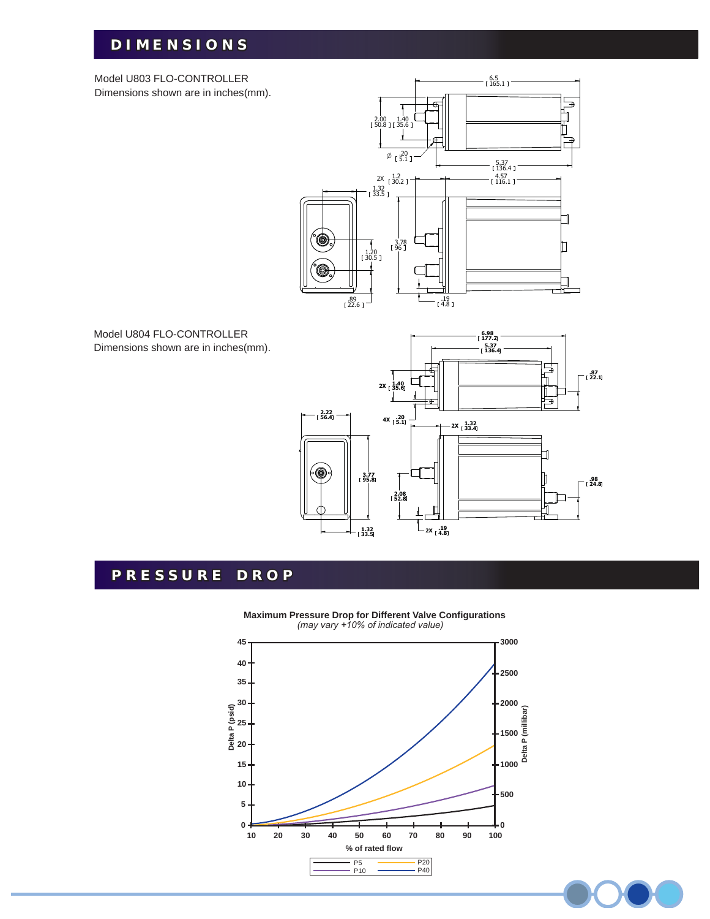## DIMENSIONS

Model U803 FLO-CONTROLLER
Dimensions shown are in inches(mm).

Model U804 FLO-CONTROLLER
Dimensions shown are in inches(mm).

## PRESSURE DROP

**Maximum Pressure Drop for Different Valve Configurations**
*(may vary +10% of indicated value)*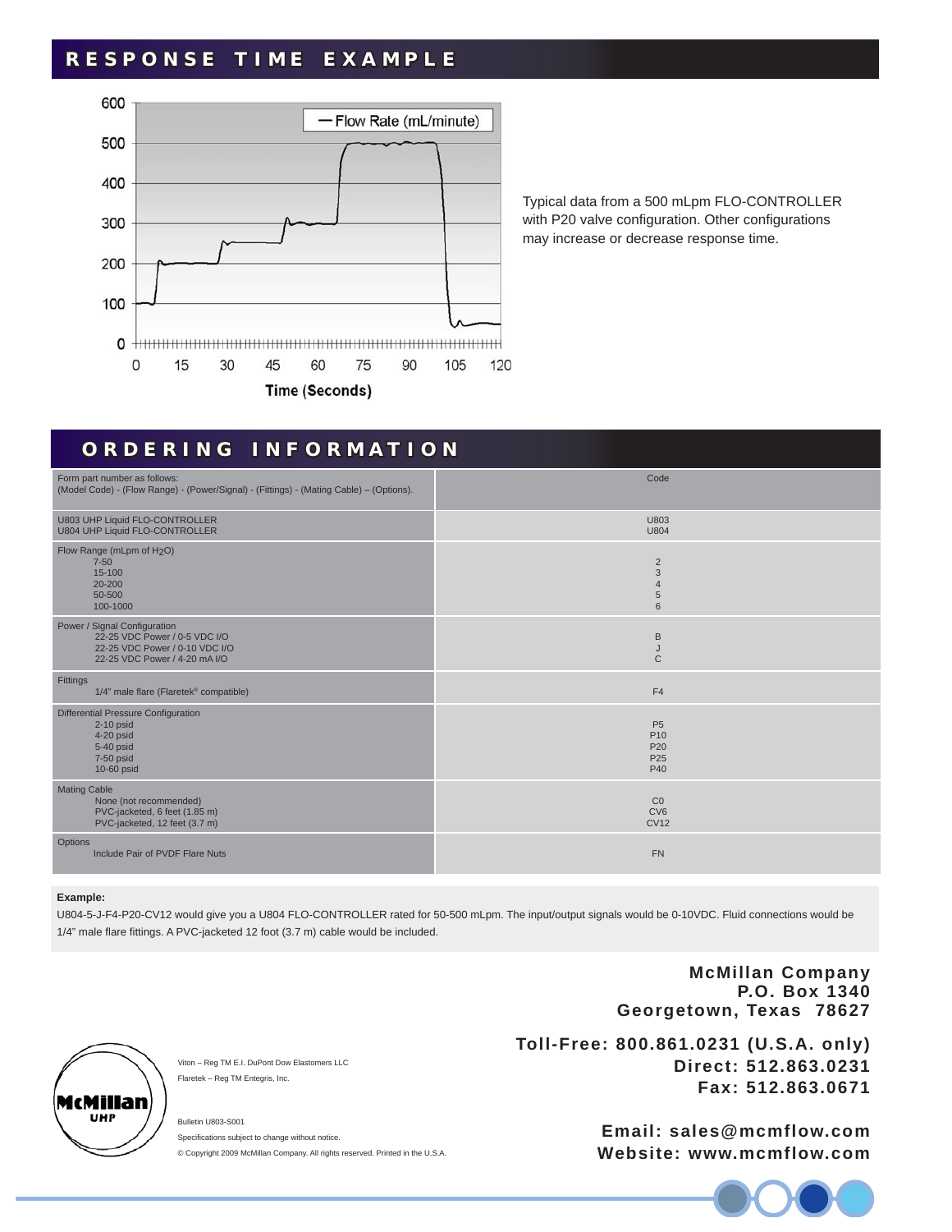## RESPONSE TIME EXAMPLE

Flow Rate (mL/minute)

600
500
400
300
200
100
0

0 15 30 45 60 75 90 105 120

Time (Seconds)

Typical data from a 500 mLpm FLO-CONTROLLER with P20 valve configuration. Other configurations may increase or decrease response time.

## ORDERING INFORMATION

| Form part number as follows:<br>(Model Code) - (Flow Range) - (Power/Signal) - (Fittings) - (Mating Cable) – (Options). | Code |
|---|---|
| U803 UHP Liquid FLO-CONTROLLER<br>U804 UHP Liquid FLO-CONTROLLER | U803<br>U804 |
| Flow Range (mLpm of $H_2O$)<br>7-50<br>15-100<br>20-200<br>50-500<br>100-1000 | <br>2<br>3<br>4<br>5<br>6 |
| Power / Signal Configuration<br>22-25 VDC Power / 0-5 VDC I/O<br>22-25 VDC Power / 0-10 VDC I/O<br>22-25 VDC Power / 4-20 mA I/O | <br>B<br>J<br>C |
| Fittings<br>1/4" male flare (Flaretek® compatible) | <br>F4 |
| Differential Pressure Configuration<br>2-10 psid<br>4-20 psid<br>5-40 psid<br>7-50 psid<br>10-60 psid | <br>P5<br>P10<br>P20<br>P25<br>P40 |
| Mating Cable<br>None (not recommended)<br>PVC-jacketed, 6 feet (1.85 m)<br>PVC-jacketed, 12 feet (3.7 m) | <br>C0<br>CV6<br>CV12 |
| Options<br>Include Pair of PVDF Flare Nuts | <br>FN |

**Example:**

U804-5-J-F4-P20-CV12 would give you a U804 FLO-CONTROLLER rated for 50-500 mLpm. The input/output signals would be 0-10VDC. Fluid connections would be 1/4" male flare fittings. A PVC-jacketed 12 foot (3.7 m) cable would be included.

**McMillan Company**
**P.O. Box 1340**
**Georgetown, Texas 78627**

**Toll-Free: 800.861.0231 (U.S.A. only)**
**Direct: 512.863.0231**
**Fax: 512.863.0671**

**Email: sales@mcmflow.com**
**Website: www.mcmflow.com**

McMillan UHP

Viton – Reg TM E.I. DuPont Dow Elastomers LLC

Flaretek – Reg TM Entegris, Inc.

Bulletin U803-S001

Specifications subject to change without notice.

© Copyright 2009 McMillan Company. All rights reserved. Printed in the U.S.A.